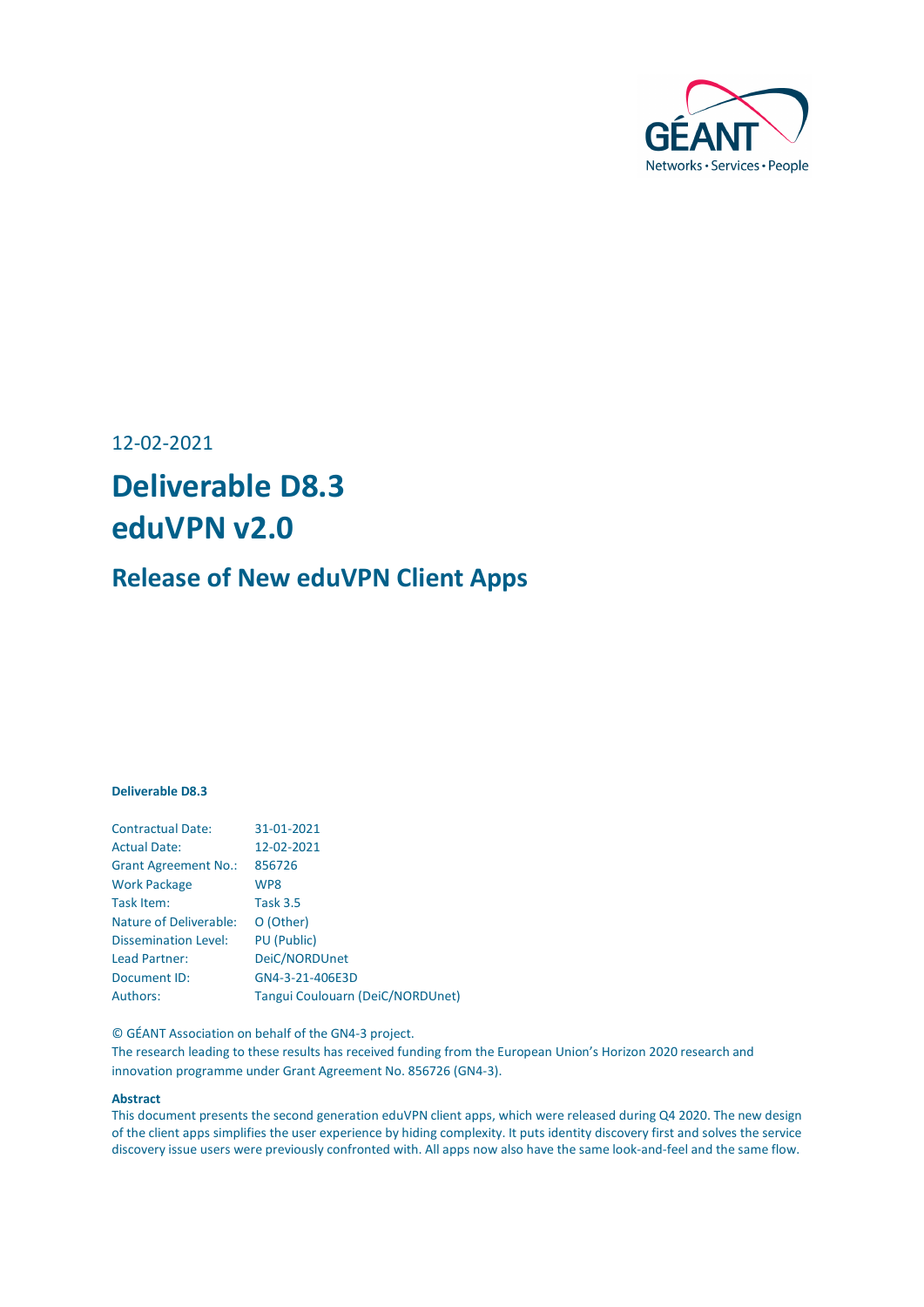12-02-2021

# Deliverable D8.3
# eduVPN v2.0

## Release of New eduVPN Client Apps

**Deliverable D8.3**

| | |
|---|---|
| Contractual Date: | 31-01-2021 |
| Actual Date: | 12-02-2021 |
| Grant Agreement No.: | 856726 |
| Work Package | WP8 |
| Task Item: | Task 3.5 |
| Nature of Deliverable: | O (Other) |
| Dissemination Level: | PU (Public) |
| Lead Partner: | DeiC/NORDUnet |
| Document ID: | GN4-3-21-406E3D |
| Authors: | Tangui Coulouarn (DeiC/NORDUnet) |

© GÉANT Association on behalf of the GN4-3 project.
The research leading to these results has received funding from the European Union's Horizon 2020 research and innovation programme under Grant Agreement No. 856726 (GN4-3).

**Abstract**
This document presents the second generation eduVPN client apps, which were released during Q4 2020. The new design of the client apps simplifies the user experience by hiding complexity. It puts identity discovery first and solves the service discovery issue users were previously confronted with. All apps now also have the same look-and-feel and the same flow.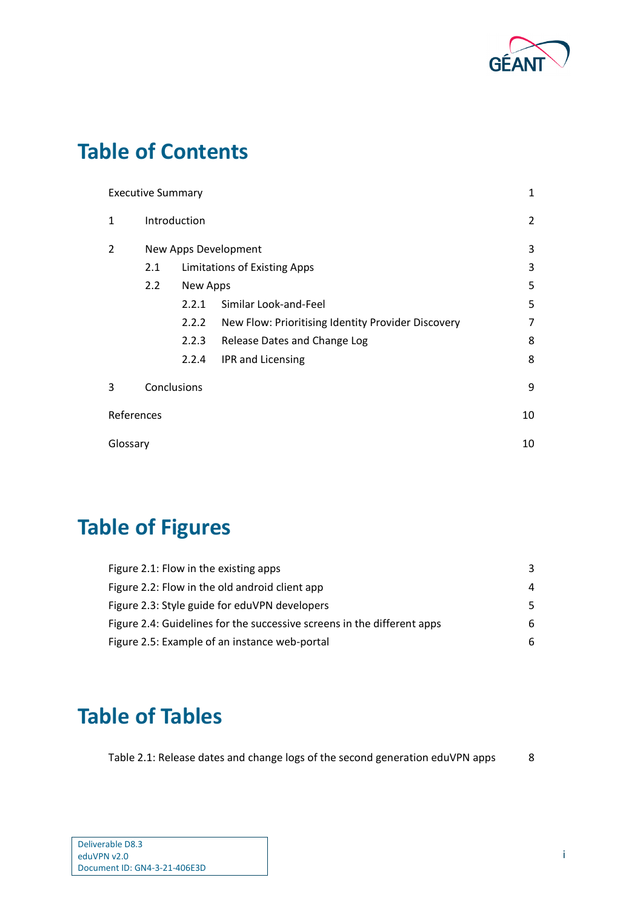# Table of Contents

| | | |
|---|---|---|
| Executive Summary | | 1 |
| 1 | Introduction | 2 |
| 2 | New Apps Development | 3 |
| | 2.1 Limitations of Existing Apps | 3 |
| | 2.2 New Apps | 5 |
| | 2.2.1 Similar Look-and-Feel | 5 |
| | 2.2.2 New Flow: Prioritising Identity Provider Discovery | 7 |
| | 2.2.3 Release Dates and Change Log | 8 |
| | 2.2.4 IPR and Licensing | 8 |
| 3 | Conclusions | 9 |
| References | | 10 |
| Glossary | | 10 |

# Table of Figures

| | |
|---|---|
| Figure 2.1: Flow in the existing apps | 3 |
| Figure 2.2: Flow in the old android client app | 4 |
| Figure 2.3: Style guide for eduVPN developers | 5 |
| Figure 2.4: Guidelines for the successive screens in the different apps | 6 |
| Figure 2.5: Example of an instance web-portal | 6 |

# Table of Tables

| | |
|---|---|
| Table 2.1: Release dates and change logs of the second generation eduVPN apps | 8 |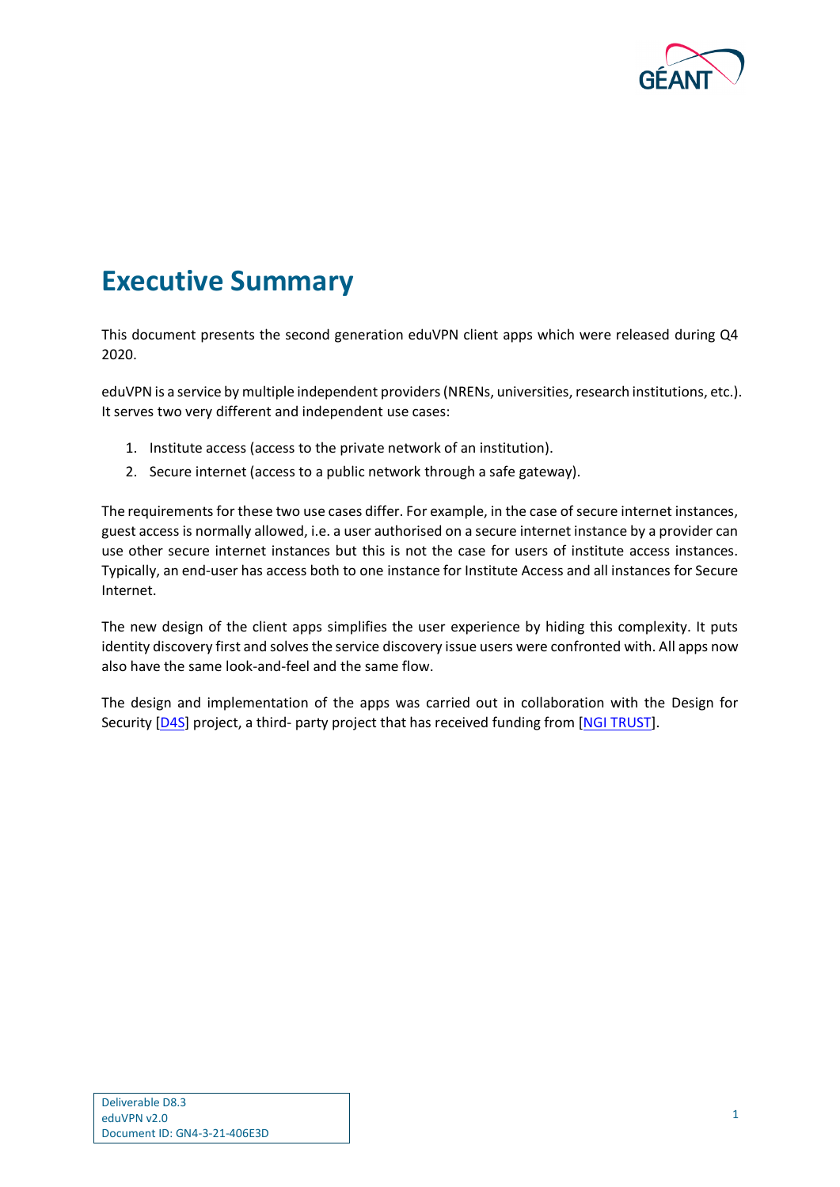# Executive Summary

This document presents the second generation eduVPN client apps which were released during Q4 2020.

eduVPN is a service by multiple independent providers (NRENs, universities, research institutions, etc.). It serves two very different and independent use cases:

1. Institute access (access to the private network of an institution).
2. Secure internet (access to a public network through a safe gateway).

The requirements for these two use cases differ. For example, in the case of secure internet instances, guest access is normally allowed, i.e. a user authorised on a secure internet instance by a provider can use other secure internet instances but this is not the case for users of institute access instances. Typically, an end-user has access both to one instance for Institute Access and all instances for Secure Internet.

The new design of the client apps simplifies the user experience by hiding this complexity. It puts identity discovery first and solves the service discovery issue users were confronted with. All apps now also have the same look-and-feel and the same flow.

The design and implementation of the apps was carried out in collaboration with the Design for Security [D4S] project, a third- party project that has received funding from [NGI TRUST].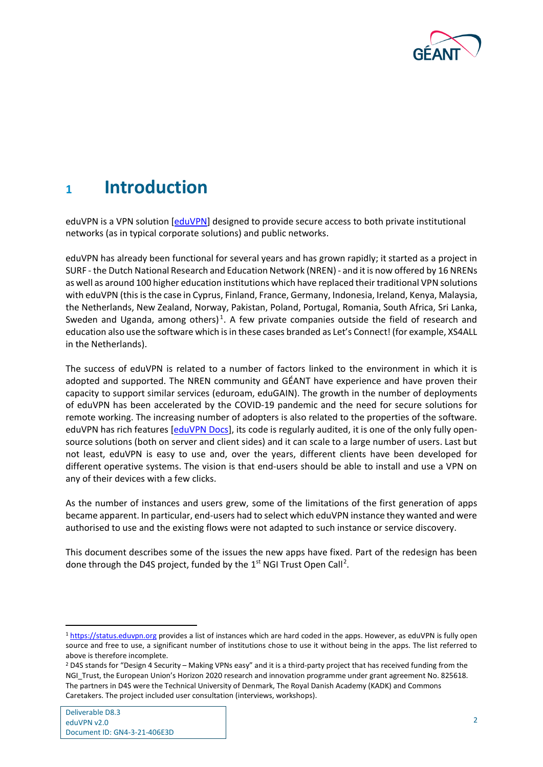# 1 Introduction

eduVPN is a VPN solution [eduVPN] designed to provide secure access to both private institutional networks (as in typical corporate solutions) and public networks.

eduVPN has already been functional for several years and has grown rapidly; it started as a project in SURF - the Dutch National Research and Education Network (NREN) - and it is now offered by 16 NRENs as well as around 100 higher education institutions which have replaced their traditional VPN solutions with eduVPN (this is the case in Cyprus, Finland, France, Germany, Indonesia, Ireland, Kenya, Malaysia, the Netherlands, New Zealand, Norway, Pakistan, Poland, Portugal, Romania, South Africa, Sri Lanka, Sweden and Uganda, among others)[1]. A few private companies outside the field of research and education also use the software which is in these cases branded as Let's Connect! (for example, XS4ALL in the Netherlands).

The success of eduVPN is related to a number of factors linked to the environment in which it is adopted and supported. The NREN community and GÉANT have experience and have proven their capacity to support similar services (eduroam, eduGAIN). The growth in the number of deployments of eduVPN has been accelerated by the COVID-19 pandemic and the need for secure solutions for remote working. The increasing number of adopters is also related to the properties of the software. eduVPN has rich features [eduVPN Docs], its code is regularly audited, it is one of the only fully open-source solutions (both on server and client sides) and it can scale to a large number of users. Last but not least, eduVPN is easy to use and, over the years, different clients have been developed for different operative systems. The vision is that end-users should be able to install and use a VPN on any of their devices with a few clicks.

As the number of instances and users grew, some of the limitations of the first generation of apps became apparent. In particular, end-users had to select which eduVPN instance they wanted and were authorised to use and the existing flows were not adapted to such instance or service discovery.

This document describes some of the issues the new apps have fixed. Part of the redesign has been done through the D4S project, funded by the 1st NGI Trust Open Call[2].

[1] https://status.eduvpn.org provides a list of instances which are hard coded in the apps. However, as eduVPN is fully open source and free to use, a significant number of institutions chose to use it without being in the apps. The list referred to above is therefore incomplete.

[2] D4S stands for "Design 4 Security – Making VPNs easy" and it is a third-party project that has received funding from the NGI_Trust, the European Union's Horizon 2020 research and innovation programme under grant agreement No. 825618. The partners in D4S were the Technical University of Denmark, The Royal Danish Academy (KADK) and Commons Caretakers. The project included user consultation (interviews, workshops).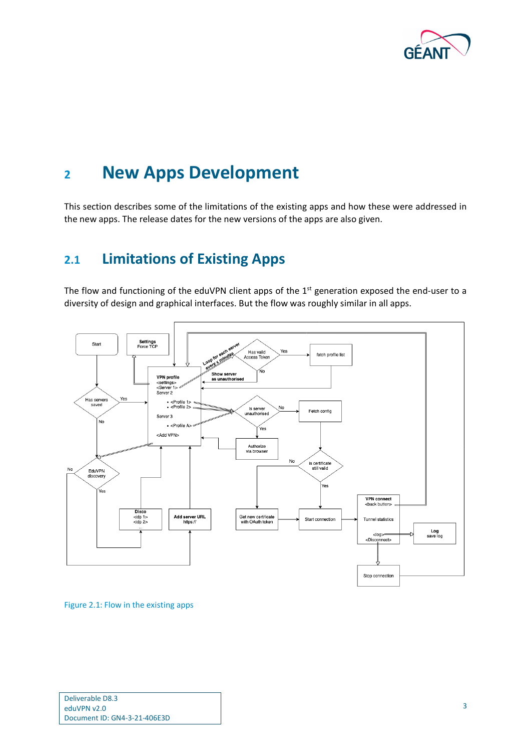# 2 New Apps Development

This section describes some of the limitations of the existing apps and how these were addressed in the new apps. The release dates for the new versions of the apps are also given.

## 2.1 Limitations of Existing Apps

The flow and functioning of the eduVPN client apps of the 1st generation exposed the end-user to a diversity of design and graphical interfaces. But the flow was roughly similar in all apps.

Figure 2.1: Flow in the existing apps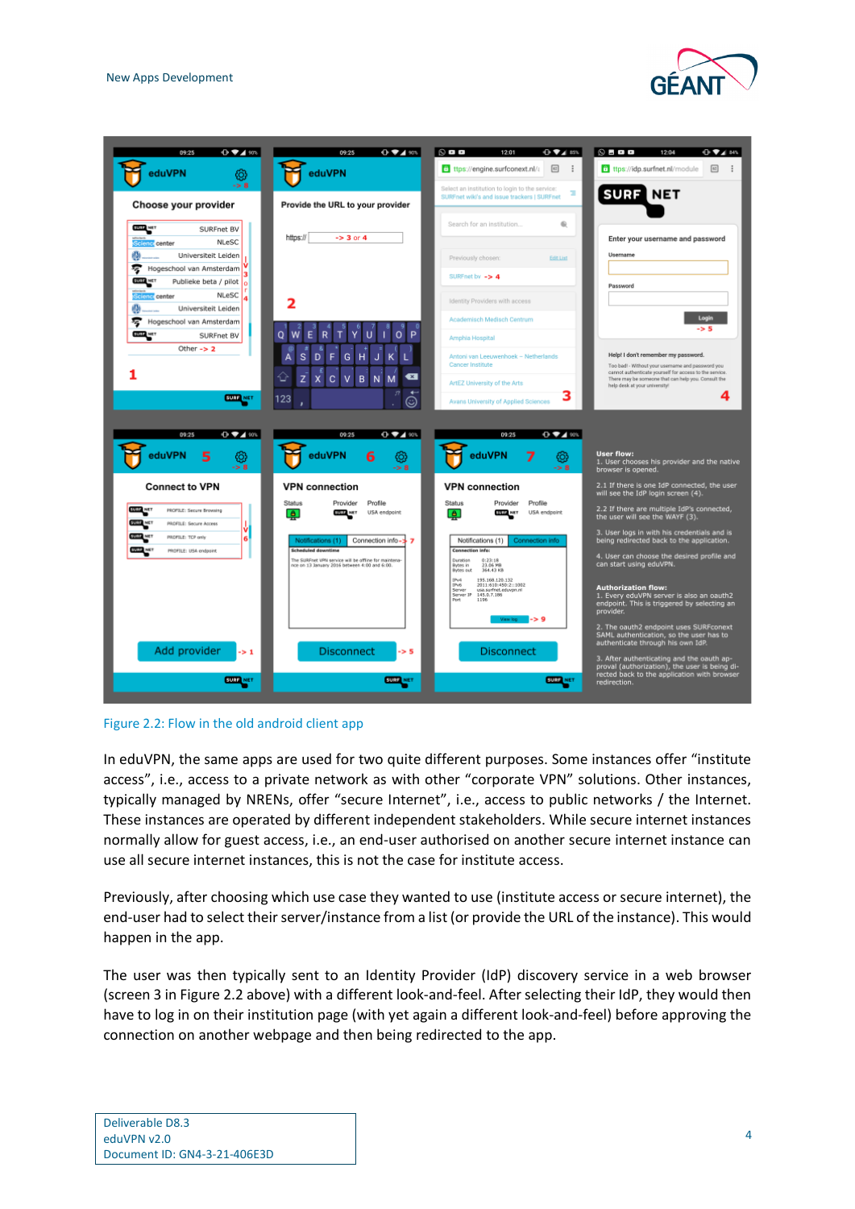Figure 2.2: Flow in the old android client app

In eduVPN, the same apps are used for two quite different purposes. Some instances offer "institute access", i.e., access to a private network as with other "corporate VPN" solutions. Other instances, typically managed by NRENs, offer "secure Internet", i.e., access to public networks / the Internet. These instances are operated by different independent stakeholders. While secure internet instances normally allow for guest access, i.e., an end-user authorised on another secure internet instance can use all secure internet instances, this is not the case for institute access.

Previously, after choosing which use case they wanted to use (institute access or secure internet), the end-user had to select their server/instance from a list (or provide the URL of the instance). This would happen in the app.

The user was then typically sent to an Identity Provider (IdP) discovery service in a web browser (screen 3 in Figure 2.2 above) with a different look-and-feel. After selecting their IdP, they would then have to log in on their institution page (with yet again a different look-and-feel) before approving the connection on another webpage and then being redirected to the app.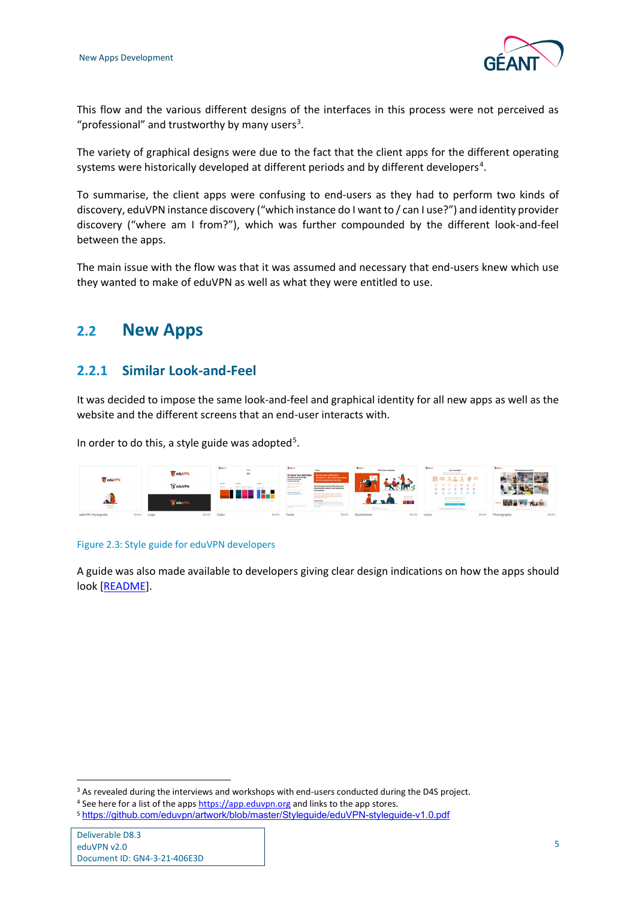This flow and the various different designs of the interfaces in this process were not perceived as "professional" and trustworthy by many users[3].

The variety of graphical designs were due to the fact that the client apps for the different operating systems were historically developed at different periods and by different developers[4].

To summarise, the client apps were confusing to end-users as they had to perform two kinds of discovery, eduVPN instance discovery ("which instance do I want to / can I use?") and identity provider discovery ("where am I from?"), which was further compounded by the different look-and-feel between the apps.

The main issue with the flow was that it was assumed and necessary that end-users knew which use they wanted to make of eduVPN as well as what they were entitled to use.

## 2.2 New Apps

### 2.2.1 Similar Look-and-Feel

It was decided to impose the same look-and-feel and graphical identity for all new apps as well as the website and the different screens that an end-user interacts with.

In order to do this, a style guide was adopted[5].

Figure 2.3: Style guide for eduVPN developers

A guide was also made available to developers giving clear design indications on how the apps should look [README].

---

[3] As revealed during the interviews and workshops with end-users conducted during the D4S project.

[4] See here for a list of the apps https://app.eduvpn.org and links to the app stores.

[5] https://github.com/eduvpn/artwork/blob/master/Styleguide/eduVPN-styleguide-v1.0.pdf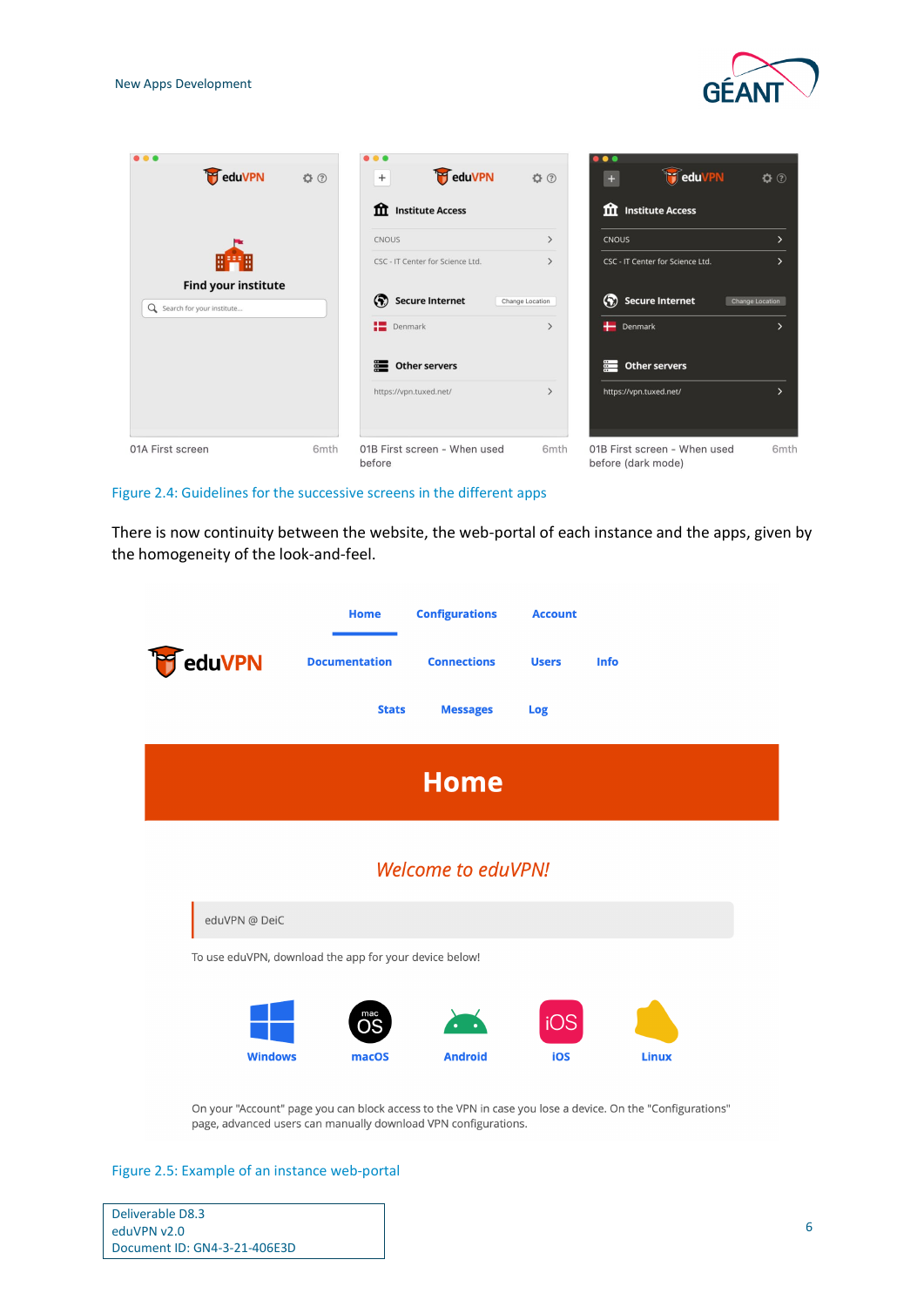Figure 2.4: Guidelines for the successive screens in the different apps

There is now continuity between the website, the web-portal of each instance and the apps, given by the homogeneity of the look-and-feel.

Figure 2.5: Example of an instance web-portal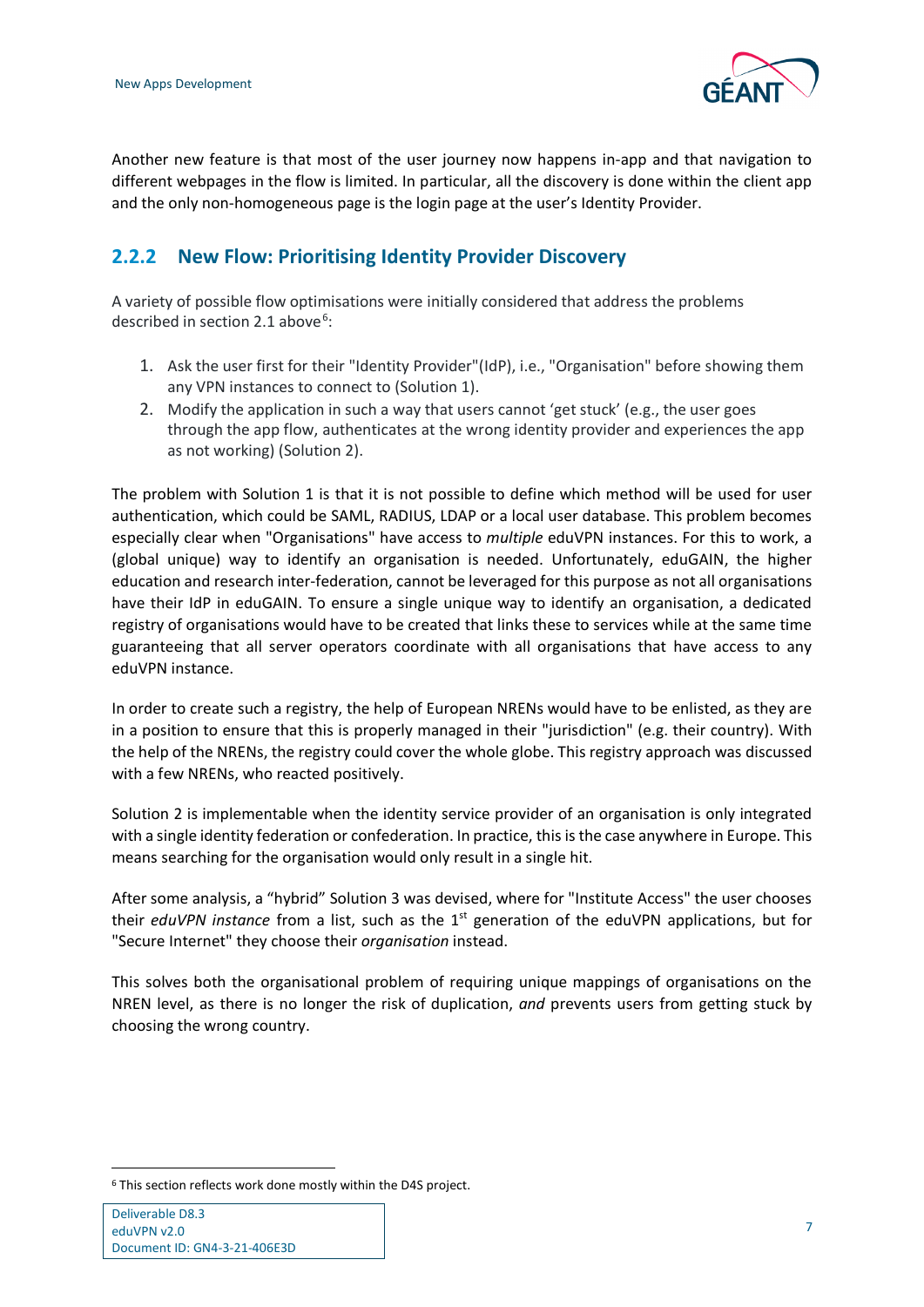Another new feature is that most of the user journey now happens in-app and that navigation to different webpages in the flow is limited. In particular, all the discovery is done within the client app and the only non-homogeneous page is the login page at the user's Identity Provider.

### 2.2.2 New Flow: Prioritising Identity Provider Discovery

A variety of possible flow optimisations were initially considered that address the problems described in section 2.1 above[6]:

1. Ask the user first for their "Identity Provider"(IdP), i.e., "Organisation" before showing them any VPN instances to connect to (Solution 1).
2. Modify the application in such a way that users cannot 'get stuck' (e.g., the user goes through the app flow, authenticates at the wrong identity provider and experiences the app as not working) (Solution 2).

The problem with Solution 1 is that it is not possible to define which method will be used for user authentication, which could be SAML, RADIUS, LDAP or a local user database. This problem becomes especially clear when "Organisations" have access to *multiple* eduVPN instances. For this to work, a (global unique) way to identify an organisation is needed. Unfortunately, eduGAIN, the higher education and research inter-federation, cannot be leveraged for this purpose as not all organisations have their IdP in eduGAIN. To ensure a single unique way to identify an organisation, a dedicated registry of organisations would have to be created that links these to services while at the same time guaranteeing that all server operators coordinate with all organisations that have access to any eduVPN instance.

In order to create such a registry, the help of European NRENs would have to be enlisted, as they are in a position to ensure that this is properly managed in their "jurisdiction" (e.g. their country). With the help of the NRENs, the registry could cover the whole globe. This registry approach was discussed with a few NRENs, who reacted positively.

Solution 2 is implementable when the identity service provider of an organisation is only integrated with a single identity federation or confederation. In practice, this is the case anywhere in Europe. This means searching for the organisation would only result in a single hit.

After some analysis, a "hybrid" Solution 3 was devised, where for "Institute Access" the user chooses their *eduVPN instance* from a list, such as the 1st generation of the eduVPN applications, but for "Secure Internet" they choose their *organisation* instead.

This solves both the organisational problem of requiring unique mappings of organisations on the NREN level, as there is no longer the risk of duplication, *and* prevents users from getting stuck by choosing the wrong country.

---

[6] This section reflects work done mostly within the D4S project.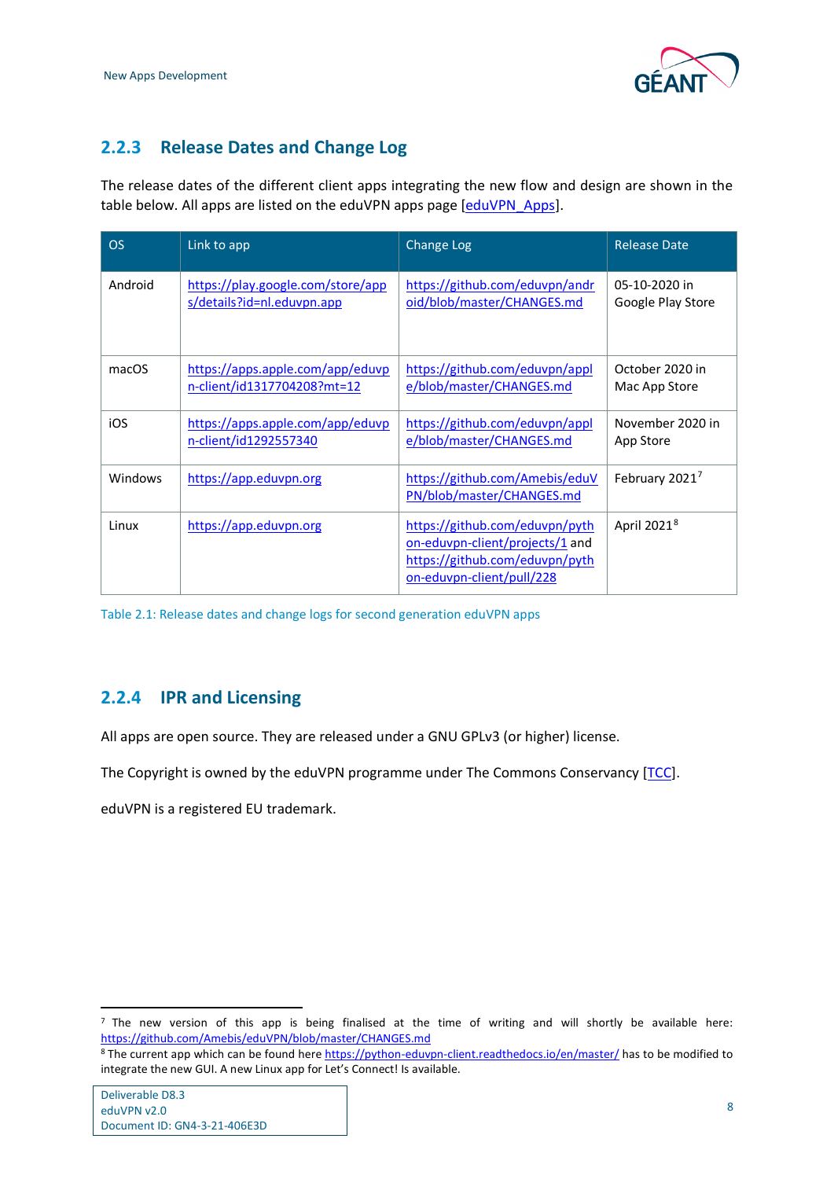## 2.2.3 Release Dates and Change Log

The release dates of the different client apps integrating the new flow and design are shown in the table below. All apps are listed on the eduVPN apps page [eduVPN_Apps].

| OS | Link to app | Change Log | Release Date |
|---|---|---|---|
| Android | https://play.google.com/store/apps/details?id=nl.eduvpn.app | https://github.com/eduvpn/android/blob/master/CHANGES.md | 05-10-2020 in Google Play Store |
| macOS | https://apps.apple.com/app/eduvpn-client/id1317704208?mt=12 | https://github.com/eduvpn/apple/blob/master/CHANGES.md | October 2020 in Mac App Store |
| iOS | https://apps.apple.com/app/eduvpn-client/id1292557340 | https://github.com/eduvpn/apple/blob/master/CHANGES.md | November 2020 in App Store |
| Windows | https://app.eduvpn.org | https://github.com/Amebis/eduVPN/blob/master/CHANGES.md | February 2021[7] |
| Linux | https://app.eduvpn.org | https://github.com/eduvpn/python-eduvpn-client/projects/1 and https://github.com/eduvpn/python-eduvpn-client/pull/228 | April 2021[8] |

Table 2.1: Release dates and change logs for second generation eduVPN apps

## 2.2.4 IPR and Licensing

All apps are open source. They are released under a GNU GPLv3 (or higher) license.

The Copyright is owned by the eduVPN programme under The Commons Conservancy [TCC].

eduVPN is a registered EU trademark.

[7] The new version of this app is being finalised at the time of writing and will shortly be available here: https://github.com/Amebis/eduVPN/blob/master/CHANGES.md

[8] The current app which can be found here https://python-eduvpn-client.readthedocs.io/en/master/ has to be modified to integrate the new GUI. A new Linux app for Let's Connect! Is available.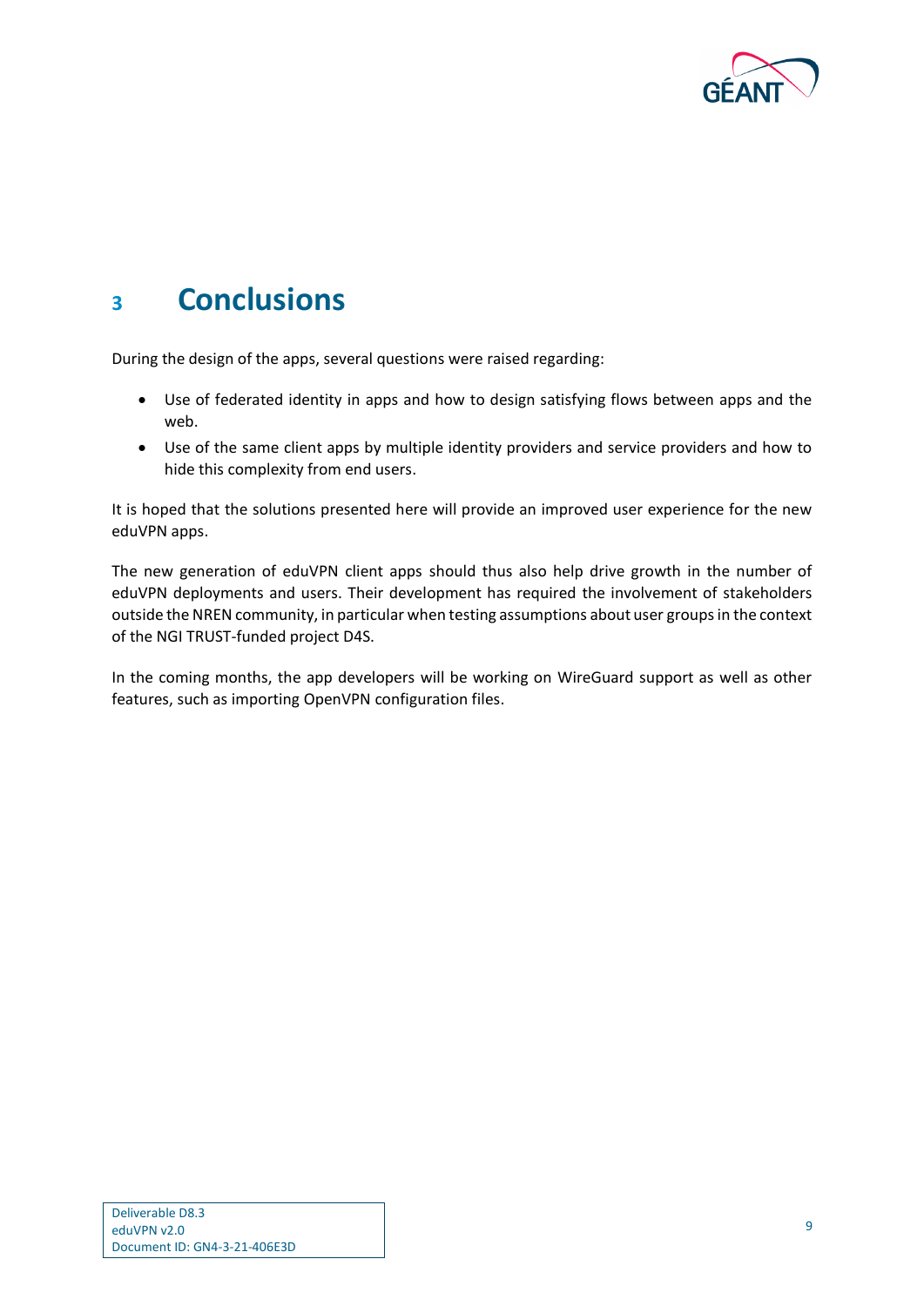# 3 Conclusions

During the design of the apps, several questions were raised regarding:

- Use of federated identity in apps and how to design satisfying flows between apps and the web.
- Use of the same client apps by multiple identity providers and service providers and how to hide this complexity from end users.

It is hoped that the solutions presented here will provide an improved user experience for the new eduVPN apps.

The new generation of eduVPN client apps should thus also help drive growth in the number of eduVPN deployments and users. Their development has required the involvement of stakeholders outside the NREN community, in particular when testing assumptions about user groups in the context of the NGI TRUST-funded project D4S.

In the coming months, the app developers will be working on WireGuard support as well as other features, such as importing OpenVPN configuration files.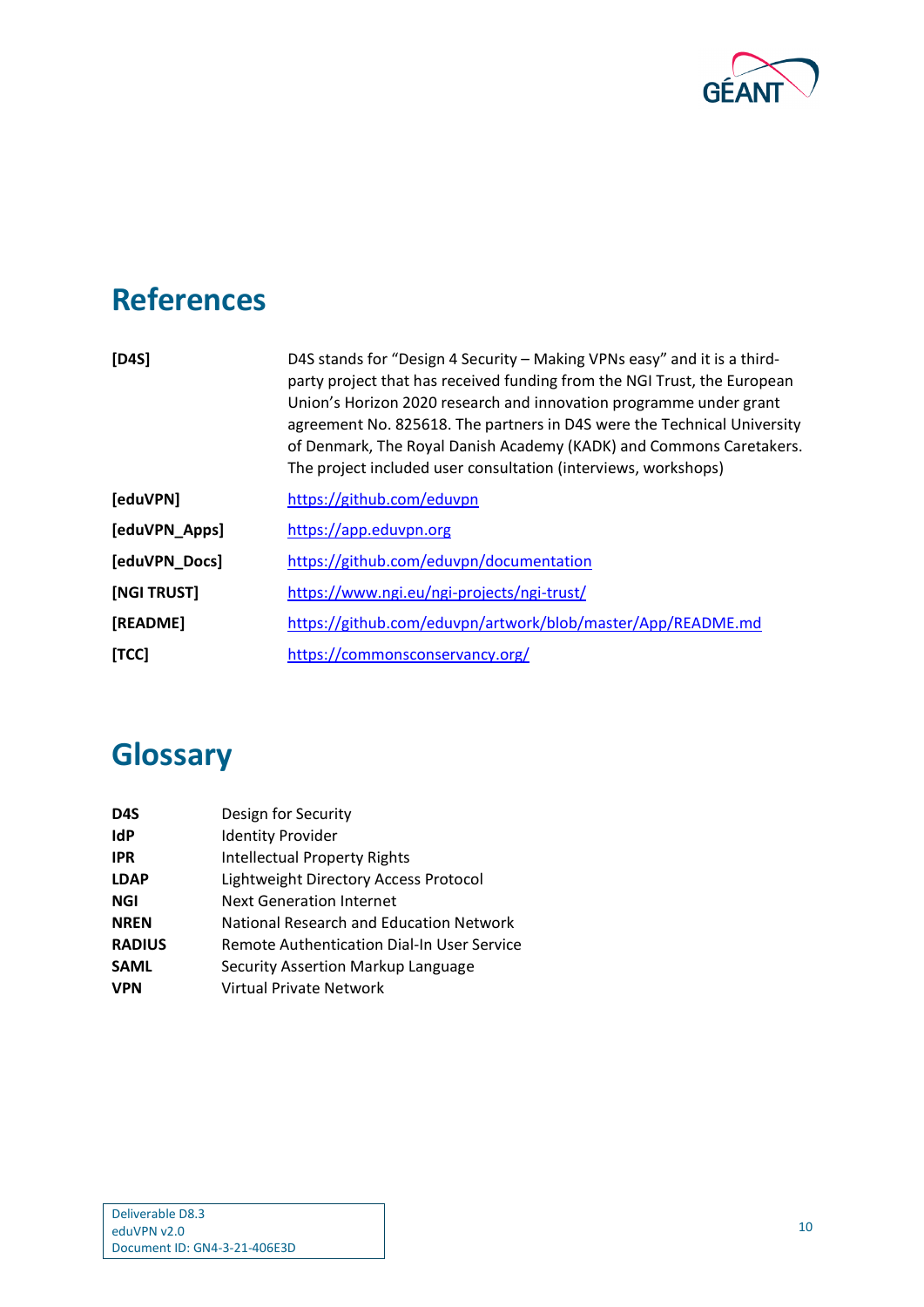# References

| | |
|---|---|
| **[D4S]** | D4S stands for "Design 4 Security – Making VPNs easy" and it is a third-party project that has received funding from the NGI Trust, the European Union's Horizon 2020 research and innovation programme under grant agreement No. 825618. The partners in D4S were the Technical University of Denmark, The Royal Danish Academy (KADK) and Commons Caretakers. The project included user consultation (interviews, workshops) |
| **[eduVPN]** | https://github.com/eduvpn |
| **[eduVPN_Apps]** | https://app.eduvpn.org |
| **[eduVPN_Docs]** | https://github.com/eduvpn/documentation |
| **[NGI TRUST]** | https://www.ngi.eu/ngi-projects/ngi-trust/ |
| **[README]** | https://github.com/eduvpn/artwork/blob/master/App/README.md |
| **[TCC]** | https://commonsconservancy.org/ |

# Glossary

| | |
|---|---|
| **D4S** | Design for Security |
| **IdP** | Identity Provider |
| **IPR** | Intellectual Property Rights |
| **LDAP** | Lightweight Directory Access Protocol |
| **NGI** | Next Generation Internet |
| **NREN** | National Research and Education Network |
| **RADIUS** | Remote Authentication Dial-In User Service |
| **SAML** | Security Assertion Markup Language |
| **VPN** | Virtual Private Network |